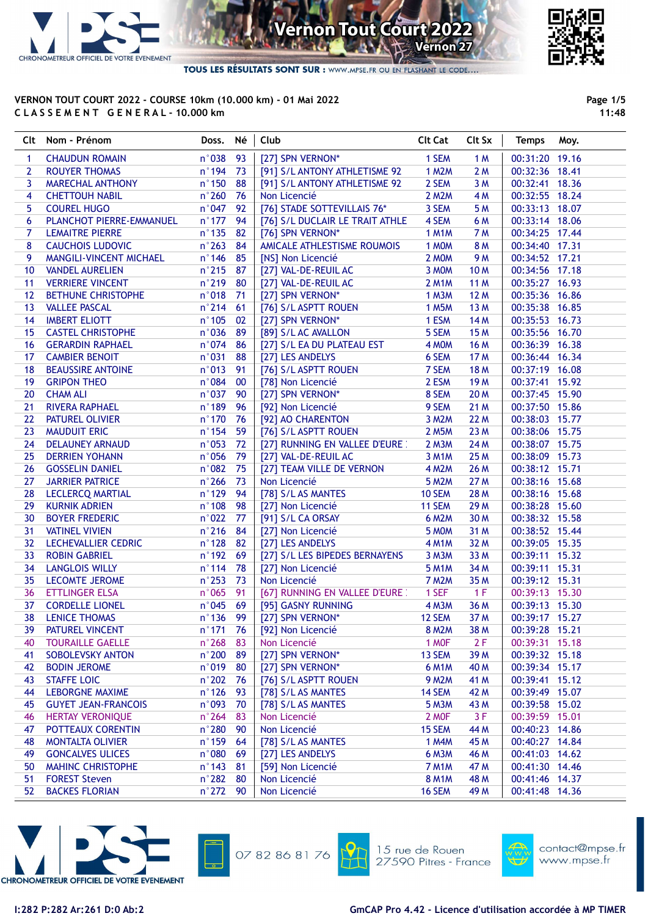VERNON TOUT COURT 2022 - COURSE 10km (10.000 km) - 01 Mai 2022

CLASSEMENT GENERAL - 10.000 km

| Clt | Nom - Prénom | Doss. | Né | Club | Clt Cat | Clt Sx | Temps | Moy. |
|---|---|---|---|---|---|---|---|---|
| 1 | CHAUDUN ROMAIN | n°038 | 93 | [27] SPN VERNON* | 1 SEM | 1 M | 00:31:20 | 19.16 |
| 2 | ROUYER THOMAS | n°194 | 73 | [91] S/L ANTONY ATHLETISME 92 | 1 M2M | 2 M | 00:32:36 | 18.41 |
| 3 | MARECHAL ANTHONY | n°150 | 88 | [91] S/L ANTONY ATHLETISME 92 | 2 SEM | 3 M | 00:32:41 | 18.36 |
| 4 | CHETTOUH NABIL | n°260 | 76 | Non Licencié | 2 M2M | 4 M | 00:32:55 | 18.24 |
| 5 | COUREL HUGO | n°047 | 92 | [76] STADE SOTTEVILLAIS 76* | 3 SEM | 5 M | 00:33:13 | 18.07 |
| 6 | PLANCHOT PIERRE-EMMANUEL | n°177 | 94 | [76] S/L DUCLAIR LE TRAIT ATHLE | 4 SEM | 6 M | 00:33:14 | 18.06 |
| 7 | LEMAITRE PIERRE | n°135 | 82 | [76] SPN VERNON* | 1 M1M | 7 M | 00:34:25 | 17.44 |
| 8 | CAUCHOIS LUDOVIC | n°263 | 84 | AMICALE ATHLETISME ROUMOIS | 1 M0M | 8 M | 00:34:40 | 17.31 |
| 9 | MANGILI-VINCENT MICHAEL | n°146 | 85 | [NS] Non Licencié | 2 M0M | 9 M | 00:34:52 | 17.21 |
| 10 | VANDEL AURELIEN | n°215 | 87 | [27] VAL-DE-REUIL AC | 3 M0M | 10 M | 00:34:56 | 17.18 |
| 11 | VERRIERE VINCENT | n°219 | 80 | [27] VAL-DE-REUIL AC | 2 M1M | 11 M | 00:35:27 | 16.93 |
| 12 | BETHUNE CHRISTOPHE | n°018 | 71 | [27] SPN VERNON* | 1 M3M | 12 M | 00:35:36 | 16.86 |
| 13 | VALLEE PASCAL | n°214 | 61 | [76] S/L ASPTT ROUEN | 1 M5M | 13 M | 00:35:38 | 16.85 |
| 14 | IMBERT ELIOTT | n°105 | 02 | [27] SPN VERNON* | 1 ESM | 14 M | 00:35:53 | 16.73 |
| 15 | CASTEL CHRISTOPHE | n°036 | 89 | [89] S/L AC AVALLON | 5 SEM | 15 M | 00:35:56 | 16.70 |
| 16 | GERARDIN RAPHAEL | n°074 | 86 | [27] S/L EA DU PLATEAU EST | 4 M0M | 16 M | 00:36:39 | 16.38 |
| 17 | CAMBIER BENOIT | n°031 | 88 | [27] LES ANDELYS | 6 SEM | 17 M | 00:36:44 | 16.34 |
| 18 | BEAUSSIRE ANTOINE | n°013 | 91 | [76] S/L ASPTT ROUEN | 7 SEM | 18 M | 00:37:19 | 16.08 |
| 19 | GRIPON THEO | n°084 | 00 | [78] Non Licencié | 2 ESM | 19 M | 00:37:41 | 15.92 |
| 20 | CHAM ALI | n°037 | 90 | [27] SPN VERNON* | 8 SEM | 20 M | 00:37:45 | 15.90 |
| 21 | RIVERA RAPHAEL | n°189 | 96 | [92] Non Licencié | 9 SEM | 21 M | 00:37:50 | 15.86 |
| 22 | PATUREL OLIVIER | n°170 | 76 | [92] AO CHARENTON | 3 M2M | 22 M | 00:38:03 | 15.77 |
| 23 | MAUDUIT ERIC | n°154 | 59 | [76] S/L ASPTT ROUEN | 2 M5M | 23 M | 00:38:06 | 15.75 |
| 24 | DELAUNEY ARNAUD | n°053 | 72 | [27] RUNNING EN VALLEE D'EURE | 2 M3M | 24 M | 00:38:07 | 15.75 |
| 25 | DERRIEN YOHANN | n°056 | 79 | [27] VAL-DE-REUIL AC | 3 M1M | 25 M | 00:38:09 | 15.73 |
| 26 | GOSSELIN DANIEL | n°082 | 75 | [27] TEAM VILLE DE VERNON | 4 M2M | 26 M | 00:38:12 | 15.71 |
| 27 | JARRIER PATRICE | n°266 | 73 | Non Licencié | 5 M2M | 27 M | 00:38:16 | 15.68 |
| 28 | LECLERCQ MARTIAL | n°129 | 94 | [78] S/L AS MANTES | 10 SEM | 28 M | 00:38:16 | 15.68 |
| 29 | KURNIK ADRIEN | n°108 | 98 | [27] Non Licencié | 11 SEM | 29 M | 00:38:28 | 15.60 |
| 30 | BOYER FREDERIC | n°022 | 77 | [91] S/L CA ORSAY | 6 M2M | 30 M | 00:38:32 | 15.58 |
| 31 | VATINEL VIVIEN | n°216 | 84 | [27] Non Licencié | 5 M0M | 31 M | 00:38:52 | 15.44 |
| 32 | LECHEVALLIER CEDRIC | n°128 | 82 | [27] LES ANDELYS | 4 M1M | 32 M | 00:39:05 | 15.35 |
| 33 | ROBIN GABRIEL | n°192 | 69 | [27] S/L LES BIPEDES BERNAYENS | 3 M3M | 33 M | 00:39:11 | 15.32 |
| 34 | LANGLOIS WILLY | n°114 | 78 | [27] Non Licencié | 5 M1M | 34 M | 00:39:11 | 15.31 |
| 35 | LECOMTE JEROME | n°253 | 73 | Non Licencié | 7 M2M | 35 M | 00:39:12 | 15.31 |
| 36 | ETTLINGER ELSA | n°065 | 91 | [67] RUNNING EN VALLEE D'EURE | 1 SEF | 1 F | 00:39:13 | 15.30 |
| 37 | CORDELLE LIONEL | n°045 | 69 | [95] GASNY RUNNING | 4 M3M | 36 M | 00:39:13 | 15.30 |
| 38 | LENICE THOMAS | n°136 | 99 | [27] SPN VERNON* | 12 SEM | 37 M | 00:39:17 | 15.27 |
| 39 | PATUREL VINCENT | n°171 | 76 | [92] Non Licencié | 8 M2M | 38 M | 00:39:28 | 15.21 |
| 40 | TOURAILLE GAELLE | n°268 | 83 | Non Licencié | 1 M0F | 2 F | 00:39:31 | 15.18 |
| 41 | SOBOLEVSKY ANTON | n°200 | 89 | [27] SPN VERNON* | 13 SEM | 39 M | 00:39:32 | 15.18 |
| 42 | BODIN JEROME | n°019 | 80 | [27] SPN VERNON* | 6 M1M | 40 M | 00:39:34 | 15.17 |
| 43 | STAFFE LOIC | n°202 | 76 | [76] S/L ASPTT ROUEN | 9 M2M | 41 M | 00:39:41 | 15.12 |
| 44 | LEBORGNE MAXIME | n°126 | 93 | [78] S/L AS MANTES | 14 SEM | 42 M | 00:39:49 | 15.07 |
| 45 | GUYET JEAN-FRANCOIS | n°093 | 70 | [78] S/L AS MANTES | 5 M3M | 43 M | 00:39:58 | 15.02 |
| 46 | HERTAY VERONIQUE | n°264 | 83 | Non Licencié | 2 M0F | 3 F | 00:39:59 | 15.01 |
| 47 | POTTEAUX CORENTIN | n°280 | 90 | Non Licencié | 15 SEM | 44 M | 00:40:23 | 14.86 |
| 48 | MONTALTA OLIVIER | n°159 | 64 | [78] S/L AS MANTES | 1 M4M | 45 M | 00:40:27 | 14.84 |
| 49 | GONCALVES ULICES | n°080 | 69 | [27] LES ANDELYS | 6 M3M | 46 M | 00:41:03 | 14.62 |
| 50 | MAHINC CHRISTOPHE | n°143 | 81 | [59] Non Licencié | 7 M1M | 47 M | 00:41:30 | 14.46 |
| 51 | FOREST Steven | n°282 | 80 | Non Licencié | 8 M1M | 48 M | 00:41:46 | 14.37 |
| 52 | BACKES FLORIAN | n°272 | 90 | Non Licencié | 16 SEM | 49 M | 00:41:48 | 14.36 |

I:282 P:282 Ar:261 D:0 Ab:2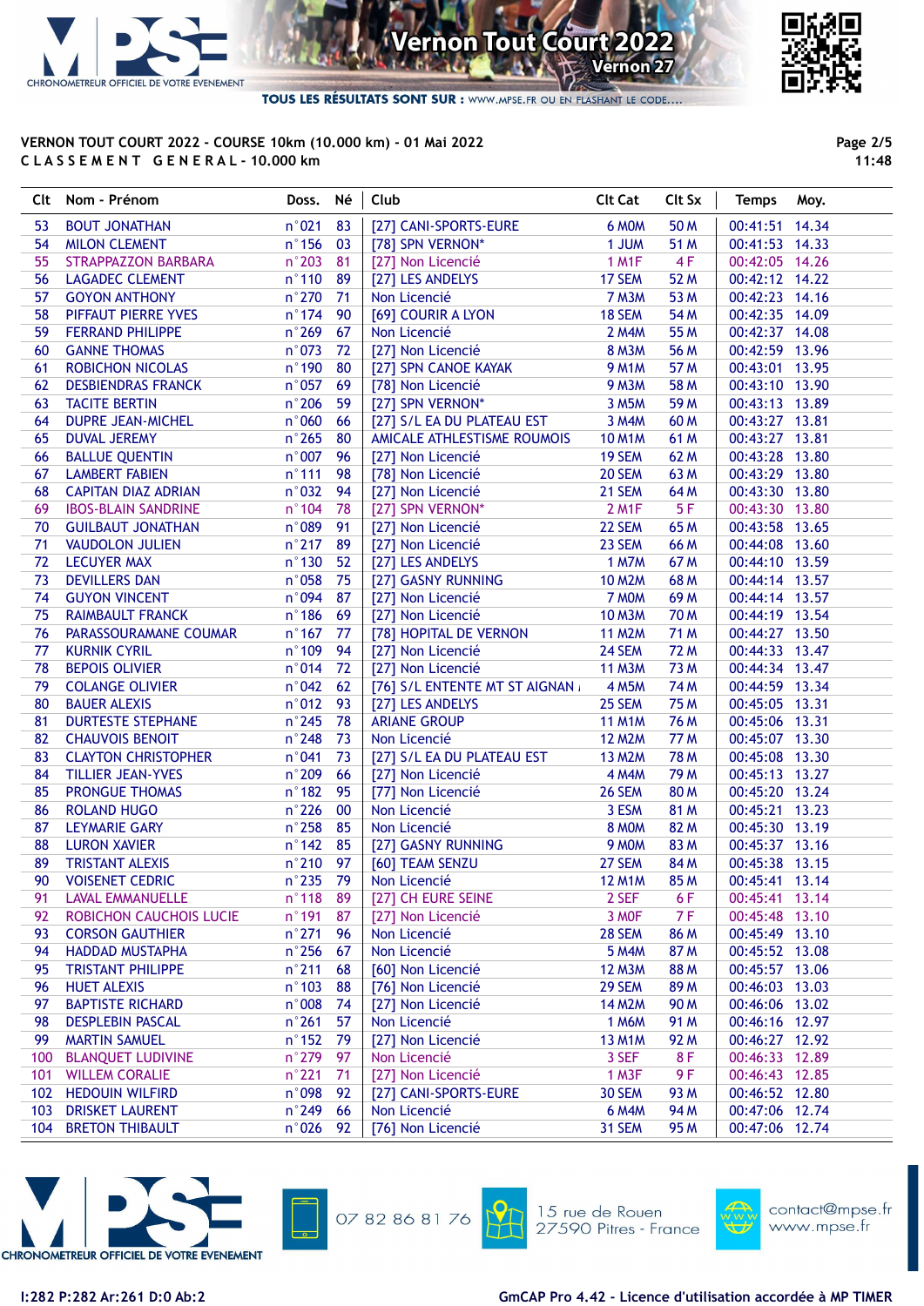VERNON TOUT COURT 2022 - COURSE 10km (10.000 km) - 01 Mai 2022

CLASSEMENT GENERAL - 10.000 km

| Clt | Nom - Prénom | Doss. | Né | Club | Clt Cat | Clt Sx | Temps | Moy. |
|---|---|---|---|---|---|---|---|---|
| 53 | BOUT JONATHAN | n°021 | 83 | [27] CANI-SPORTS-EURE | 6 M0M | 50 M | 00:41:51 | 14.34 |
| 54 | MILON CLEMENT | n°156 | 03 | [78] SPN VERNON* | 1 JUM | 51 M | 00:41:53 | 14.33 |
| 55 | STRAPPAZZON BARBARA | n°203 | 81 | [27] Non Licencié | 1 M1F | 4 F | 00:42:05 | 14.26 |
| 56 | LAGADEC CLEMENT | n°110 | 89 | [27] LES ANDELYS | 17 SEM | 52 M | 00:42:12 | 14.22 |
| 57 | GOYON ANTHONY | n°270 | 71 | Non Licencié | 7 M3M | 53 M | 00:42:23 | 14.16 |
| 58 | PIFFAUT PIERRE YVES | n°174 | 90 | [69] COURIR A LYON | 18 SEM | 54 M | 00:42:35 | 14.09 |
| 59 | FERRAND PHILIPPE | n°269 | 67 | Non Licencié | 2 M4M | 55 M | 00:42:37 | 14.08 |
| 60 | GANNE THOMAS | n°073 | 72 | [27] Non Licencié | 8 M3M | 56 M | 00:42:59 | 13.96 |
| 61 | ROBICHON NICOLAS | n°190 | 80 | [27] SPN CANOE KAYAK | 9 M1M | 57 M | 00:43:01 | 13.95 |
| 62 | DESBIENDRAS FRANCK | n°057 | 69 | [78] Non Licencié | 9 M3M | 58 M | 00:43:10 | 13.90 |
| 63 | TACITE BERTIN | n°206 | 59 | [27] SPN VERNON* | 3 M5M | 59 M | 00:43:13 | 13.89 |
| 64 | DUPRE JEAN-MICHEL | n°060 | 66 | [27] S/L EA DU PLATEAU EST | 3 M4M | 60 M | 00:43:27 | 13.81 |
| 65 | DUVAL JEREMY | n°265 | 80 | AMICALE ATHLESTISME ROUMOIS | 10 M1M | 61 M | 00:43:27 | 13.81 |
| 66 | BALLUE QUENTIN | n°007 | 96 | [27] Non Licencié | 19 SEM | 62 M | 00:43:28 | 13.80 |
| 67 | LAMBERT FABIEN | n°111 | 98 | [78] Non Licencié | 20 SEM | 63 M | 00:43:29 | 13.80 |
| 68 | CAPITAN DIAZ ADRIAN | n°032 | 94 | [27] Non Licencié | 21 SEM | 64 M | 00:43:30 | 13.80 |
| 69 | IBOS-BLAIN SANDRINE | n°104 | 78 | [27] SPN VERNON* | 2 M1F | 5 F | 00:43:30 | 13.80 |
| 70 | GUILBAUT JONATHAN | n°089 | 91 | [27] Non Licencié | 22 SEM | 65 M | 00:43:58 | 13.65 |
| 71 | VAUDOLON JULIEN | n°217 | 89 | [27] Non Licencié | 23 SEM | 66 M | 00:44:08 | 13.60 |
| 72 | LECUYER MAX | n°130 | 52 | [27] LES ANDELYS | 1 M7M | 67 M | 00:44:10 | 13.59 |
| 73 | DEVILLERS DAN | n°058 | 75 | [27] GASNY RUNNING | 10 M2M | 68 M | 00:44:14 | 13.57 |
| 74 | GUYON VINCENT | n°094 | 87 | [27] Non Licencié | 7 M0M | 69 M | 00:44:14 | 13.57 |
| 75 | RAIMBAULT FRANCK | n°186 | 69 | [27] Non Licencié | 10 M3M | 70 M | 00:44:19 | 13.54 |
| 76 | PARASSOURAMANE COUMAR | n°167 | 77 | [78] HOPITAL DE VERNON | 11 M2M | 71 M | 00:44:27 | 13.50 |
| 77 | KURNIK CYRIL | n°109 | 94 | [27] Non Licencié | 24 SEM | 72 M | 00:44:33 | 13.47 |
| 78 | BEPOIS OLIVIER | n°014 | 72 | [27] Non Licencié | 11 M3M | 73 M | 00:44:34 | 13.47 |
| 79 | COLANGE OLIVIER | n°042 | 62 | [76] S/L ENTENTE MT ST AIGNAN | 4 M5M | 74 M | 00:44:59 | 13.34 |
| 80 | BAUER ALEXIS | n°012 | 93 | [27] LES ANDELYS | 25 SEM | 75 M | 00:45:05 | 13.31 |
| 81 | DURTESTE STEPHANE | n°245 | 78 | ARIANE GROUP | 11 M1M | 76 M | 00:45:06 | 13.31 |
| 82 | CHAUVOIS BENOIT | n°248 | 73 | Non Licencié | 12 M2M | 77 M | 00:45:07 | 13.30 |
| 83 | CLAYTON CHRISTOPHER | n°041 | 73 | [27] S/L EA DU PLATEAU EST | 13 M2M | 78 M | 00:45:08 | 13.30 |
| 84 | TILLIER JEAN-YVES | n°209 | 66 | [27] Non Licencié | 4 M4M | 79 M | 00:45:13 | 13.27 |
| 85 | PRONGUE THOMAS | n°182 | 95 | [77] Non Licencié | 26 SEM | 80 M | 00:45:20 | 13.24 |
| 86 | ROLAND HUGO | n°226 | 00 | Non Licencié | 3 ESM | 81 M | 00:45:21 | 13.23 |
| 87 | LEYMARIE GARY | n°258 | 85 | Non Licencié | 8 M0M | 82 M | 00:45:30 | 13.19 |
| 88 | LURON XAVIER | n°142 | 85 | [27] GASNY RUNNING | 9 M0M | 83 M | 00:45:37 | 13.16 |
| 89 | TRISTANT ALEXIS | n°210 | 97 | [60] TEAM SENZU | 27 SEM | 84 M | 00:45:38 | 13.15 |
| 90 | VOISENET CEDRIC | n°235 | 79 | Non Licencié | 12 M1M | 85 M | 00:45:41 | 13.14 |
| 91 | LAVAL EMMANUELLE | n°118 | 89 | [27] CH EURE SEINE | 2 SEF | 6 F | 00:45:41 | 13.14 |
| 92 | ROBICHON CAUCHOIS LUCIE | n°191 | 87 | [27] Non Licencié | 3 M0F | 7 F | 00:45:48 | 13.10 |
| 93 | CORSON GAUTHIER | n°271 | 96 | Non Licencié | 28 SEM | 86 M | 00:45:49 | 13.10 |
| 94 | HADDAD MUSTAPHA | n°256 | 67 | Non Licencié | 5 M4M | 87 M | 00:45:52 | 13.08 |
| 95 | TRISTANT PHILIPPE | n°211 | 68 | [60] Non Licencié | 12 M3M | 88 M | 00:45:57 | 13.06 |
| 96 | HUET ALEXIS | n°103 | 88 | [76] Non Licencié | 29 SEM | 89 M | 00:46:03 | 13.03 |
| 97 | BAPTISTE RICHARD | n°008 | 74 | [27] Non Licencié | 14 M2M | 90 M | 00:46:06 | 13.02 |
| 98 | DESPLEBIN PASCAL | n°261 | 57 | Non Licencié | 1 M6M | 91 M | 00:46:16 | 12.97 |
| 99 | MARTIN SAMUEL | n°152 | 79 | [27] Non Licencié | 13 M1M | 92 M | 00:46:27 | 12.92 |
| 100 | BLANQUET LUDIVINE | n°279 | 97 | Non Licencié | 3 SEF | 8 F | 00:46:33 | 12.89 |
| 101 | WILLEM CORALIE | n°221 | 71 | [27] Non Licencié | 1 M3F | 9 F | 00:46:43 | 12.85 |
| 102 | HEDOUIN WILFRID | n°098 | 92 | [27] CANI-SPORTS-EURE | 30 SEM | 93 M | 00:46:52 | 12.80 |
| 103 | DRISKET LAURENT | n°249 | 66 | Non Licencié | 6 M4M | 94 M | 00:47:06 | 12.74 |
| 104 | BRETON THIBAULT | n°026 | 92 | [76] Non Licencié | 31 SEM | 95 M | 00:47:06 | 12.74 |

I:282 P:282 Ar:261 D:0 Ab:2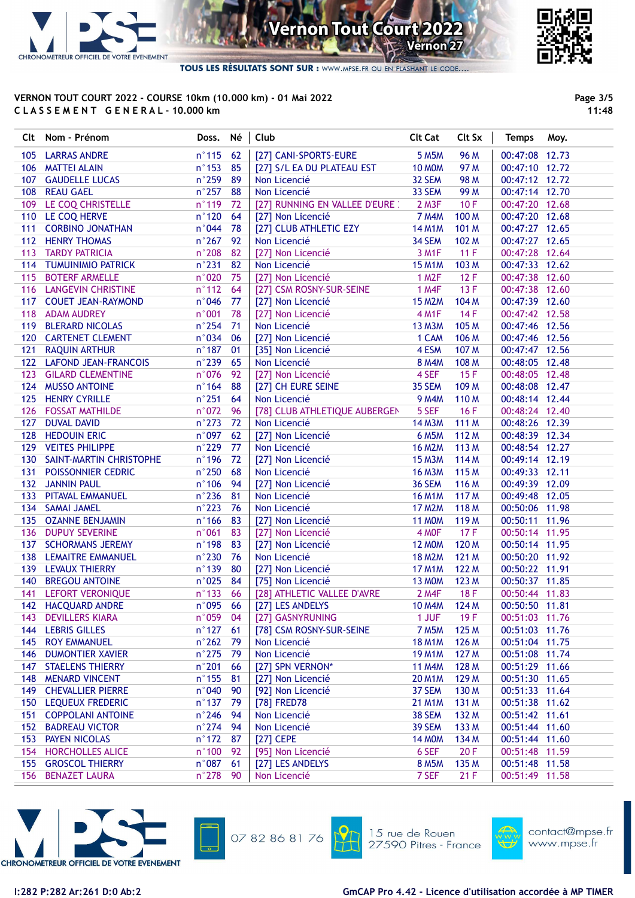VERNON TOUT COURT 2022 - COURSE 10km (10.000 km) - 01 Mai 2022

C L A S S E M E N T   G E N E R A L - 10.000 km

Page 3/5
11:48

| Clt | Nom - Prénom | Doss. | Né | Club | Clt Cat | Clt Sx | Temps | Moy. |
|---|---|---|---|---|---|---|---|---|
| 105 | LARRAS ANDRE | n°115 | 62 | [27] CANI-SPORTS-EURE | 5 M5M | 96 M | 00:47:08 | 12.73 |
| 106 | MATTEI ALAIN | n°153 | 85 | [27] S/L EA DU PLATEAU EST | 10 M0M | 97 M | 00:47:10 | 12.72 |
| 107 | GAUDELLE LUCAS | n°259 | 89 | Non Licencié | 32 SEM | 98 M | 00:47:12 | 12.72 |
| 108 | REAU GAEL | n°257 | 88 | Non Licencié | 33 SEM | 99 M | 00:47:14 | 12.70 |
| 109 | LE COQ CHRISTELLE | n°119 | 72 | [27] RUNNING EN VALLEE D'EURE | 2 M3F | 10 F | 00:47:20 | 12.68 |
| 110 | LE COQ HERVE | n°120 | 64 | [27] Non Licencié | 7 M4M | 100 M | 00:47:20 | 12.68 |
| 111 | CORBINO JONATHAN | n°044 | 78 | [27] CLUB ATHLETIC EZY | 14 M1M | 101 M | 00:47:27 | 12.65 |
| 112 | HENRY THOMAS | n°267 | 92 | Non Licencié | 34 SEM | 102 M | 00:47:27 | 12.65 |
| 113 | TARDY PATRICIA | n°208 | 82 | [27] Non Licencié | 3 M1F | 11 F | 00:47:28 | 12.64 |
| 114 | TUMUINIMIO PATRICK | n°231 | 82 | Non Licencié | 15 M1M | 103 M | 00:47:33 | 12.62 |
| 115 | BOTERF ARMELLE | n°020 | 75 | [27] Non Licencié | 1 M2F | 12 F | 00:47:38 | 12.60 |
| 116 | LANGEVIN CHRISTINE | n°112 | 64 | [27] CSM ROSNY-SUR-SEINE | 1 M4F | 13 F | 00:47:38 | 12.60 |
| 117 | COUET JEAN-RAYMOND | n°046 | 77 | [27] Non Licencié | 15 M2M | 104 M | 00:47:39 | 12.60 |
| 118 | ADAM AUDREY | n°001 | 78 | [27] Non Licencié | 4 M1F | 14 F | 00:47:42 | 12.58 |
| 119 | BLERARD NICOLAS | n°254 | 71 | Non Licencié | 13 M3M | 105 M | 00:47:46 | 12.56 |
| 120 | CARTENET CLEMENT | n°034 | 06 | [27] Non Licencié | 1 CAM | 106 M | 00:47:46 | 12.56 |
| 121 | RAQUIN ARTHUR | n°187 | 01 | [35] Non Licencié | 4 ESM | 107 M | 00:47:47 | 12.56 |
| 122 | LAFOND JEAN-FRANCOIS | n°239 | 65 | Non Licencié | 8 M4M | 108 M | 00:48:05 | 12.48 |
| 123 | GILARD CLEMENTINE | n°076 | 92 | [27] Non Licencié | 4 SEF | 15 F | 00:48:05 | 12.48 |
| 124 | MUSSO ANTOINE | n°164 | 88 | [27] CH EURE SEINE | 35 SEM | 109 M | 00:48:08 | 12.47 |
| 125 | HENRY CYRILLE | n°251 | 64 | Non Licencié | 9 M4M | 110 M | 00:48:14 | 12.44 |
| 126 | FOSSAT MATHILDE | n°072 | 96 | [78] CLUB ATHLETIQUE AUBERGEN | 5 SEF | 16 F | 00:48:24 | 12.40 |
| 127 | DUVAL DAVID | n°273 | 72 | Non Licencié | 14 M3M | 111 M | 00:48:26 | 12.39 |
| 128 | HEDOUIN ERIC | n°097 | 62 | [27] Non Licencié | 6 M5M | 112 M | 00:48:39 | 12.34 |
| 129 | VEITES PHILIPPE | n°229 | 77 | Non Licencié | 16 M2M | 113 M | 00:48:54 | 12.27 |
| 130 | SAINT-MARTIN CHRISTOPHE | n°196 | 72 | [27] Non Licencié | 15 M3M | 114 M | 00:49:14 | 12.19 |
| 131 | POISSONNIER CEDRIC | n°250 | 68 | Non Licencié | 16 M3M | 115 M | 00:49:33 | 12.11 |
| 132 | JANNIN PAUL | n°106 | 94 | [27] Non Licencié | 36 SEM | 116 M | 00:49:39 | 12.09 |
| 133 | PITAVAL EMMANUEL | n°236 | 81 | Non Licencié | 16 M1M | 117 M | 00:49:48 | 12.05 |
| 134 | SAMAI JAMEL | n°223 | 76 | Non Licencié | 17 M2M | 118 M | 00:50:06 | 11.98 |
| 135 | OZANNE BENJAMIN | n°166 | 83 | [27] Non Licencié | 11 M0M | 119 M | 00:50:11 | 11.96 |
| 136 | DUPUY SEVERINE | n°061 | 83 | [27] Non Licencié | 4 M0F | 17 F | 00:50:14 | 11.95 |
| 137 | SCHORMANS JEREMY | n°198 | 83 | [27] Non Licencié | 12 M0M | 120 M | 00:50:14 | 11.95 |
| 138 | LEMAITRE EMMANUEL | n°230 | 76 | Non Licencié | 18 M2M | 121 M | 00:50:20 | 11.92 |
| 139 | LEVAUX THIERRY | n°139 | 80 | [27] Non Licencié | 17 M1M | 122 M | 00:50:22 | 11.91 |
| 140 | BREGOU ANTOINE | n°025 | 84 | [75] Non Licencié | 13 M0M | 123 M | 00:50:37 | 11.85 |
| 141 | LEFORT VERONIQUE | n°133 | 66 | [28] ATHLETIC VALLEE D'AVRE | 2 M4F | 18 F | 00:50:44 | 11.83 |
| 142 | HACQUARD ANDRE | n°095 | 66 | [27] LES ANDELYS | 10 M4M | 124 M | 00:50:50 | 11.81 |
| 143 | DEVILLERS KIARA | n°059 | 04 | [27] GASNYRUNING | 1 JUF | 19 F | 00:51:03 | 11.76 |
| 144 | LEBRIS GILLES | n°127 | 61 | [78] CSM ROSNY-SUR-SEINE | 7 M5M | 125 M | 00:51:03 | 11.76 |
| 145 | ROY EMMANUEL | n°262 | 79 | Non Licencié | 18 M1M | 126 M | 00:51:04 | 11.75 |
| 146 | DUMONTIER XAVIER | n°275 | 79 | Non Licencié | 19 M1M | 127 M | 00:51:08 | 11.74 |
| 147 | STAELENS THIERRY | n°201 | 66 | [27] SPN VERNON* | 11 M4M | 128 M | 00:51:29 | 11.66 |
| 148 | MENARD VINCENT | n°155 | 81 | [27] Non Licencié | 20 M1M | 129 M | 00:51:30 | 11.65 |
| 149 | CHEVALLIER PIERRE | n°040 | 90 | [92] Non Licencié | 37 SEM | 130 M | 00:51:33 | 11.64 |
| 150 | LEQUEUX FREDERIC | n°137 | 79 | [78] FRED78 | 21 M1M | 131 M | 00:51:38 | 11.62 |
| 151 | COPPOLANI ANTOINE | n°246 | 94 | Non Licencié | 38 SEM | 132 M | 00:51:42 | 11.61 |
| 152 | BADREAU VICTOR | n°274 | 94 | Non Licencié | 39 SEM | 133 M | 00:51:44 | 11.60 |
| 153 | PAYEN NICOLAS | n°172 | 87 | [27] CEPE | 14 M0M | 134 M | 00:51:44 | 11.60 |
| 154 | HORCHOLLES ALICE | n°100 | 92 | [95] Non Licencié | 6 SEF | 20 F | 00:51:48 | 11.59 |
| 155 | GROSCOL THIERRY | n°087 | 61 | [27] LES ANDELYS | 8 M5M | 135 M | 00:51:48 | 11.58 |
| 156 | BENAZET LAURA | n°278 | 90 | Non Licencié | 7 SEF | 21 F | 00:51:49 | 11.58 |

I:282 P:282 Ar:261 D:0 Ab:2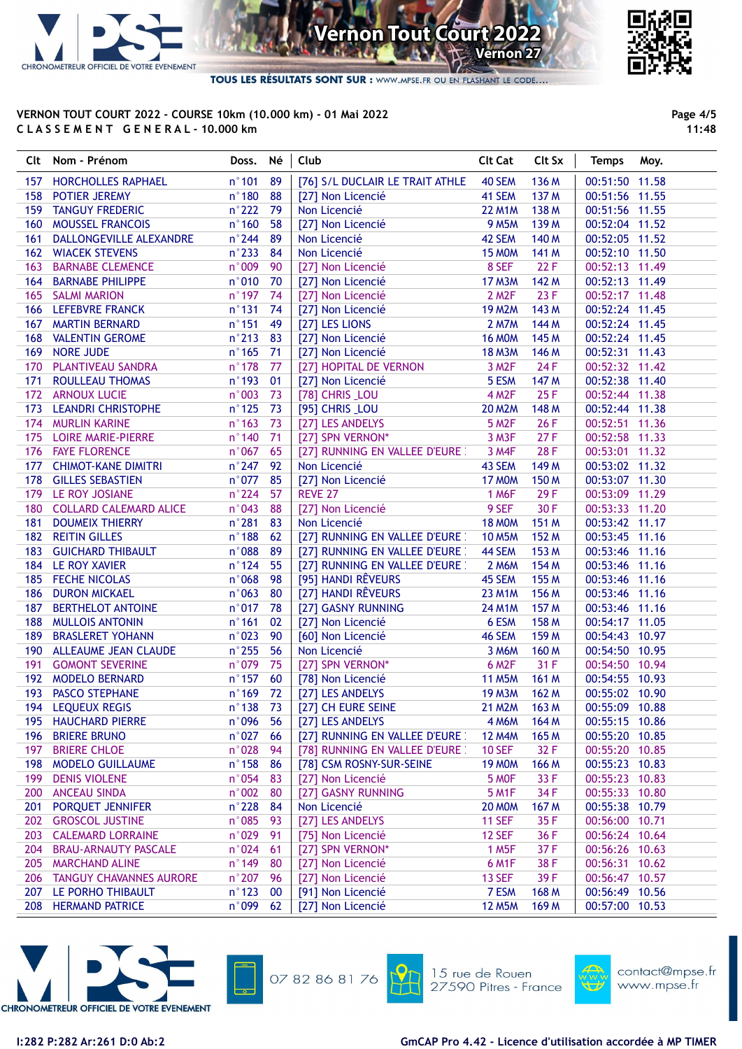Vernon Tout Court 2022

Vernon 27

TOUS LES RÉSULTATS SONT SUR : WWW.MPSE.FR OU EN FLASHANT LE CODE....

**VERNON TOUT COURT 2022 - COURSE 10km (10.000 km) - 01 Mai 2022**

**CLASSEMENT GENERAL - 10.000 km**

11:48

| Clt | Nom - Prénom | Doss. | Né | Club | Clt Cat | Clt Sx | Temps | Moy. |
|---|---|---|---|---|---|---|---|---|
| 157 | HORCHOLLES RAPHAEL | n°101 | 89 | [76] S/L DUCLAIR LE TRAIT ATHLE | 40 SEM | 136 M | 00:51:50 | 11.58 |
| 158 | POTIER JEREMY | n°180 | 88 | [27] Non Licencié | 41 SEM | 137 M | 00:51:56 | 11.55 |
| 159 | TANGUY FREDERIC | n°222 | 79 | Non Licencié | 22 M1M | 138 M | 00:51:56 | 11.55 |
| 160 | MOUSSEL FRANCOIS | n°160 | 58 | [27] Non Licencié | 9 M5M | 139 M | 00:52:04 | 11.52 |
| 161 | DALLONGEVILLE ALEXANDRE | n°244 | 89 | Non Licencié | 42 SEM | 140 M | 00:52:05 | 11.52 |
| 162 | WIACEK STEVENS | n°233 | 84 | Non Licencié | 15 M0M | 141 M | 00:52:10 | 11.50 |
| 163 | BARNABE CLEMENCE | n°009 | 90 | [27] Non Licencié | 8 SEF | 22 F | 00:52:13 | 11.49 |
| 164 | BARNABE PHILIPPE | n°010 | 70 | [27] Non Licencié | 17 M3M | 142 M | 00:52:13 | 11.49 |
| 165 | SALMI MARION | n°197 | 74 | [27] Non Licencié | 2 M2F | 23 F | 00:52:17 | 11.48 |
| 166 | LEFEBVRE FRANCK | n°131 | 74 | [27] Non Licencié | 19 M2M | 143 M | 00:52:24 | 11.45 |
| 167 | MARTIN BERNARD | n°151 | 49 | [27] LES LIONS | 2 M7M | 144 M | 00:52:24 | 11.45 |
| 168 | VALENTIN GEROME | n°213 | 83 | [27] Non Licencié | 16 M0M | 145 M | 00:52:24 | 11.45 |
| 169 | NORE JUDE | n°165 | 71 | [27] Non Licencié | 18 M3M | 146 M | 00:52:31 | 11.43 |
| 170 | PLANTIVEAU SANDRA | n°178 | 77 | [27] HOPITAL DE VERNON | 3 M2F | 24 F | 00:52:32 | 11.42 |
| 171 | ROULLEAU THOMAS | n°193 | 01 | [27] Non Licencié | 5 ESM | 147 M | 00:52:38 | 11.40 |
| 172 | ARNOUX LUCIE | n°003 | 73 | [78] CHRIS _LOU | 4 M2F | 25 F | 00:52:44 | 11.38 |
| 173 | LEANDRI CHRISTOPHE | n°125 | 73 | [95] CHRIS _LOU | 20 M2M | 148 M | 00:52:44 | 11.38 |
| 174 | MURLIN KARINE | n°163 | 73 | [27] LES ANDELYS | 5 M2F | 26 F | 00:52:51 | 11.36 |
| 175 | LOIRE MARIE-PIERRE | n°140 | 71 | [27] SPN VERNON* | 3 M3F | 27 F | 00:52:58 | 11.33 |
| 176 | FAYE FLORENCE | n°067 | 65 | [27] RUNNING EN VALLEE D'EURE | 3 M4F | 28 F | 00:53:01 | 11.32 |
| 177 | CHIMOT-KANE DIMITRI | n°247 | 92 | Non Licencié | 43 SEM | 149 M | 00:53:02 | 11.32 |
| 178 | GILLES SEBASTIEN | n°077 | 85 | [27] Non Licencié | 17 M0M | 150 M | 00:53:07 | 11.30 |
| 179 | LE ROY JOSIANE | n°224 | 57 | REVE 27 | 1 M6F | 29 F | 00:53:09 | 11.29 |
| 180 | COLLARD CALEMARD ALICE | n°043 | 88 | [27] Non Licencié | 9 SEF | 30 F | 00:53:33 | 11.20 |
| 181 | DOUMEIX THIERRY | n°281 | 83 | Non Licencié | 18 M0M | 151 M | 00:53:42 | 11.17 |
| 182 | REITIN GILLES | n°188 | 62 | [27] RUNNING EN VALLEE D'EURE | 10 M5M | 152 M | 00:53:45 | 11.16 |
| 183 | GUICHARD THIBAULT | n°088 | 89 | [27] RUNNING EN VALLEE D'EURE | 44 SEM | 153 M | 00:53:46 | 11.16 |
| 184 | LE ROY XAVIER | n°124 | 55 | [27] RUNNING EN VALLEE D'EURE | 2 M6M | 154 M | 00:53:46 | 11.16 |
| 185 | FECHE NICOLAS | n°068 | 98 | [95] HANDI RÊVEURS | 45 SEM | 155 M | 00:53:46 | 11.16 |
| 186 | DURON MICKAEL | n°063 | 80 | [27] HANDI RÊVEURS | 23 M1M | 156 M | 00:53:46 | 11.16 |
| 187 | BERTHELOT ANTOINE | n°017 | 78 | [27] GASNY RUNNING | 24 M1M | 157 M | 00:53:46 | 11.16 |
| 188 | MULLOIS ANTONIN | n°161 | 02 | [27] Non Licencié | 6 ESM | 158 M | 00:54:17 | 11.05 |
| 189 | BRASLERET YOHANN | n°023 | 90 | [60] Non Licencié | 46 SEM | 159 M | 00:54:43 | 10.97 |
| 190 | ALLEAUME JEAN CLAUDE | n°255 | 56 | Non Licencié | 3 M6M | 160 M | 00:54:50 | 10.95 |
| 191 | GOMONT SEVERINE | n°079 | 75 | [27] SPN VERNON* | 6 M2F | 31 F | 00:54:50 | 10.94 |
| 192 | MODELO BERNARD | n°157 | 60 | [78] Non Licencié | 11 M5M | 161 M | 00:54:55 | 10.93 |
| 193 | PASCO STEPHANE | n°169 | 72 | [27] LES ANDELYS | 19 M3M | 162 M | 00:55:02 | 10.90 |
| 194 | LEQUEUX REGIS | n°138 | 73 | [27] CH EURE SEINE | 21 M2M | 163 M | 00:55:09 | 10.88 |
| 195 | HAUCHARD PIERRE | n°096 | 56 | [27] LES ANDELYS | 4 M6M | 164 M | 00:55:15 | 10.86 |
| 196 | BRIERE BRUNO | n°027 | 66 | [27] RUNNING EN VALLEE D'EURE | 12 M4M | 165 M | 00:55:20 | 10.85 |
| 197 | BRIERE CHLOE | n°028 | 94 | [78] RUNNING EN VALLEE D'EURE | 10 SEF | 32 F | 00:55:20 | 10.85 |
| 198 | MODELO GUILLAUME | n°158 | 86 | [78] CSM ROSNY-SUR-SEINE | 19 M0M | 166 M | 00:55:23 | 10.83 |
| 199 | DENIS VIOLENE | n°054 | 83 | [27] Non Licencié | 5 M0F | 33 F | 00:55:23 | 10.83 |
| 200 | ANCEAU SINDA | n°002 | 80 | [27] GASNY RUNNING | 5 M1F | 34 F | 00:55:33 | 10.80 |
| 201 | PORQUET JENNIFER | n°228 | 84 | Non Licencié | 20 M0M | 167 M | 00:55:38 | 10.79 |
| 202 | GROSCOL JUSTINE | n°085 | 93 | [27] LES ANDELYS | 11 SEF | 35 F | 00:56:00 | 10.71 |
| 203 | CALEMARD LORRAINE | n°029 | 91 | [75] Non Licencié | 12 SEF | 36 F | 00:56:24 | 10.64 |
| 204 | BRAU-ARNAUTY PASCALE | n°024 | 61 | [27] SPN VERNON* | 1 M5F | 37 F | 00:56:26 | 10.63 |
| 205 | MARCHAND ALINE | n°149 | 80 | [27] Non Licencié | 6 M1F | 38 F | 00:56:31 | 10.62 |
| 206 | TANGUY CHAVANNES AURORE | n°207 | 96 | [27] Non Licencié | 13 SEF | 39 F | 00:56:47 | 10.57 |
| 207 | LE PORHO THIBAULT | n°123 | 00 | [91] Non Licencié | 7 ESM | 168 M | 00:56:49 | 10.56 |
| 208 | HERMAND PATRICE | n°099 | 62 | [27] Non Licencié | 12 M5M | 169 M | 00:57:00 | 10.53 |

CHRONOMETREUR OFFICIEL DE VOTRE EVENEMENT

07 82 86 81 76

15 rue de Rouen
27590 Pitres - France

contact@mpse.fr
www.mpse.fr

I:282 P:282 Ar:261 D:0 Ab:2

GmCAP Pro 4.42 - Licence d'utilisation accordée à MP TIMER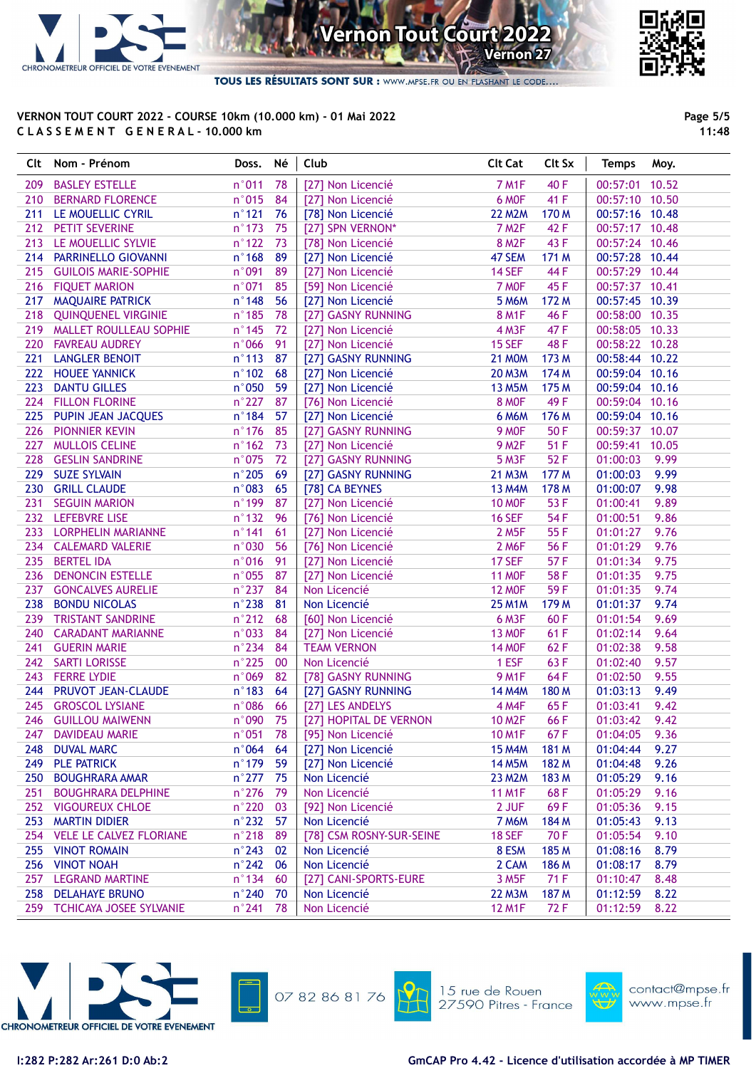Vernon Tout Court 2022

Vernon 27

TOUS LES RÉSULTATS SONT SUR : WWW.MPSE.FR OU EN FLASHANT LE CODE....

**VERNON TOUT COURT 2022 - COURSE 10km (10.000 km) - 01 Mai 2022**

**C L A S S E M E N T   G E N E R A L - 10.000 km**

Page 5/5
11:48

| Clt | Nom - Prénom | Doss. | Né | Club | Clt Cat | Clt Sx | Temps | Moy. |
|---|---|---|---|---|---|---|---|---|
| 209 | BASLEY ESTELLE | n°011 | 78 | [27] Non Licencié | 7 M1F | 40 F | 00:57:01 | 10.52 |
| 210 | BERNARD FLORENCE | n°015 | 84 | [27] Non Licencié | 6 M0F | 41 F | 00:57:10 | 10.50 |
| 211 | LE MOUELLIC CYRIL | n°121 | 76 | [78] Non Licencié | 22 M2M | 170 M | 00:57:16 | 10.48 |
| 212 | PETIT SEVERINE | n°173 | 75 | [27] SPN VERNON* | 7 M2F | 42 F | 00:57:17 | 10.48 |
| 213 | LE MOUELLIC SYLVIE | n°122 | 73 | [78] Non Licencié | 8 M2F | 43 F | 00:57:24 | 10.46 |
| 214 | PARRINELLO GIOVANNI | n°168 | 89 | [27] Non Licencié | 47 SEM | 171 M | 00:57:28 | 10.44 |
| 215 | GUILOIS MARIE-SOPHIE | n°091 | 89 | [27] Non Licencié | 14 SEF | 44 F | 00:57:29 | 10.44 |
| 216 | FIQUET MARION | n°071 | 85 | [59] Non Licencié | 7 M0F | 45 F | 00:57:37 | 10.41 |
| 217 | MAQUAIRE PATRICK | n°148 | 56 | [27] Non Licencié | 5 M6M | 172 M | 00:57:45 | 10.39 |
| 218 | QUINQUENEL VIRGINIE | n°185 | 78 | [27] GASNY RUNNING | 8 M1F | 46 F | 00:58:00 | 10.35 |
| 219 | MALLET ROULLEAU SOPHIE | n°145 | 72 | [27] Non Licencié | 4 M3F | 47 F | 00:58:05 | 10.33 |
| 220 | FAVREAU AUDREY | n°066 | 91 | [27] Non Licencié | 15 SEF | 48 F | 00:58:22 | 10.28 |
| 221 | LANGLER BENOIT | n°113 | 87 | [27] GASNY RUNNING | 21 M0M | 173 M | 00:58:44 | 10.22 |
| 222 | HOUEE YANNICK | n°102 | 68 | [27] Non Licencié | 20 M3M | 174 M | 00:59:04 | 10.16 |
| 223 | DANTU GILLES | n°050 | 59 | [27] Non Licencié | 13 M5M | 175 M | 00:59:04 | 10.16 |
| 224 | FILLON FLORINE | n°227 | 87 | [76] Non Licencié | 8 M0F | 49 F | 00:59:04 | 10.16 |
| 225 | PUPIN JEAN JACQUES | n°184 | 57 | [27] Non Licencié | 6 M6M | 176 M | 00:59:04 | 10.16 |
| 226 | PIONNIER KEVIN | n°176 | 85 | [27] GASNY RUNNING | 9 M0F | 50 F | 00:59:37 | 10.07 |
| 227 | MULLOIS CELINE | n°162 | 73 | [27] Non Licencié | 9 M2F | 51 F | 00:59:41 | 10.05 |
| 228 | GESLIN SANDRINE | n°075 | 72 | [27] GASNY RUNNING | 5 M3F | 52 F | 01:00:03 | 9.99 |
| 229 | SUZE SYLVAIN | n°205 | 69 | [27] GASNY RUNNING | 21 M3M | 177 M | 01:00:03 | 9.99 |
| 230 | GRILL CLAUDE | n°083 | 65 | [78] CA BEYNES | 13 M4M | 178 M | 01:00:07 | 9.98 |
| 231 | SEGUIN MARION | n°199 | 87 | [27] Non Licencié | 10 M0F | 53 F | 01:00:41 | 9.89 |
| 232 | LEFEBVRE LISE | n°132 | 96 | [76] Non Licencié | 16 SEF | 54 F | 01:00:51 | 9.86 |
| 233 | LORPHELIN MARIANNE | n°141 | 61 | [27] Non Licencié | 2 M5F | 55 F | 01:01:27 | 9.76 |
| 234 | CALEMARD VALERIE | n°030 | 56 | [76] Non Licencié | 2 M6F | 56 F | 01:01:29 | 9.76 |
| 235 | BERTEL IDA | n°016 | 91 | [27] Non Licencié | 17 SEF | 57 F | 01:01:34 | 9.75 |
| 236 | DENONCIN ESTELLE | n°055 | 87 | [27] Non Licencié | 11 M0F | 58 F | 01:01:35 | 9.75 |
| 237 | GONCALVES AURELIE | n°237 | 84 | Non Licencié | 12 M0F | 59 F | 01:01:35 | 9.74 |
| 238 | BONDU NICOLAS | n°238 | 81 | Non Licencié | 25 M1M | 179 M | 01:01:37 | 9.74 |
| 239 | TRISTANT SANDRINE | n°212 | 68 | [60] Non Licencié | 6 M3F | 60 F | 01:01:54 | 9.69 |
| 240 | CARADANT MARIANNE | n°033 | 84 | [27] Non Licencié | 13 M0F | 61 F | 01:02:14 | 9.64 |
| 241 | GUERIN MARIE | n°234 | 84 | TEAM VERNON | 14 M0F | 62 F | 01:02:38 | 9.58 |
| 242 | SARTI LORISSE | n°225 | 00 | Non Licencié | 1 ESF | 63 F | 01:02:40 | 9.57 |
| 243 | FERRE LYDIE | n°069 | 82 | [78] GASNY RUNNING | 9 M1F | 64 F | 01:02:50 | 9.55 |
| 244 | PRUVOT JEAN-CLAUDE | n°183 | 64 | [27] GASNY RUNNING | 14 M4M | 180 M | 01:03:13 | 9.49 |
| 245 | GROSCOL LYSIANE | n°086 | 66 | [27] LES ANDELYS | 4 M4F | 65 F | 01:03:41 | 9.42 |
| 246 | GUILLOU MAIWENN | n°090 | 75 | [27] HOPITAL DE VERNON | 10 M2F | 66 F | 01:03:42 | 9.42 |
| 247 | DAVIDEAU MARIE | n°051 | 78 | [95] Non Licencié | 10 M1F | 67 F | 01:04:05 | 9.36 |
| 248 | DUVAL MARC | n°064 | 64 | [27] Non Licencié | 15 M4M | 181 M | 01:04:44 | 9.27 |
| 249 | PLE PATRICK | n°179 | 59 | [27] Non Licencié | 14 M5M | 182 M | 01:04:48 | 9.26 |
| 250 | BOUGHRARA AMAR | n°277 | 75 | Non Licencié | 23 M2M | 183 M | 01:05:29 | 9.16 |
| 251 | BOUGHRARA DELPHINE | n°276 | 79 | Non Licencié | 11 M1F | 68 F | 01:05:29 | 9.16 |
| 252 | VIGOUREUX CHLOE | n°220 | 03 | [92] Non Licencié | 2 JUF | 69 F | 01:05:36 | 9.15 |
| 253 | MARTIN DIDIER | n°232 | 57 | Non Licencié | 7 M6M | 184 M | 01:05:43 | 9.13 |
| 254 | VELE LE CALVEZ FLORIANE | n°218 | 89 | [78] CSM ROSNY-SUR-SEINE | 18 SEF | 70 F | 01:05:54 | 9.10 |
| 255 | VINOT ROMAIN | n°243 | 02 | Non Licencié | 8 ESM | 185 M | 01:08:16 | 8.79 |
| 256 | VINOT NOAH | n°242 | 06 | Non Licencié | 2 CAM | 186 M | 01:08:17 | 8.79 |
| 257 | LEGRAND MARTINE | n°134 | 60 | [27] CANI-SPORTS-EURE | 3 M5F | 71 F | 01:10:47 | 8.48 |
| 258 | DELAHAYE BRUNO | n°240 | 70 | Non Licencié | 22 M3M | 187 M | 01:12:59 | 8.22 |
| 259 | TCHICAYA JOSEE SYLVANIE | n°241 | 78 | Non Licencié | 12 M1F | 72 F | 01:12:59 | 8.22 |

CHRONOMETREUR OFFICIEL DE VOTRE EVENEMENT

07 82 86 81 76

15 rue de Rouen
27590 Pitres - France

contact@mpse.fr
www.mpse.fr

I:282 P:282 Ar:261 D:0 Ab:2

GmCAP Pro 4.42 - Licence d'utilisation accordée à MP TIMER